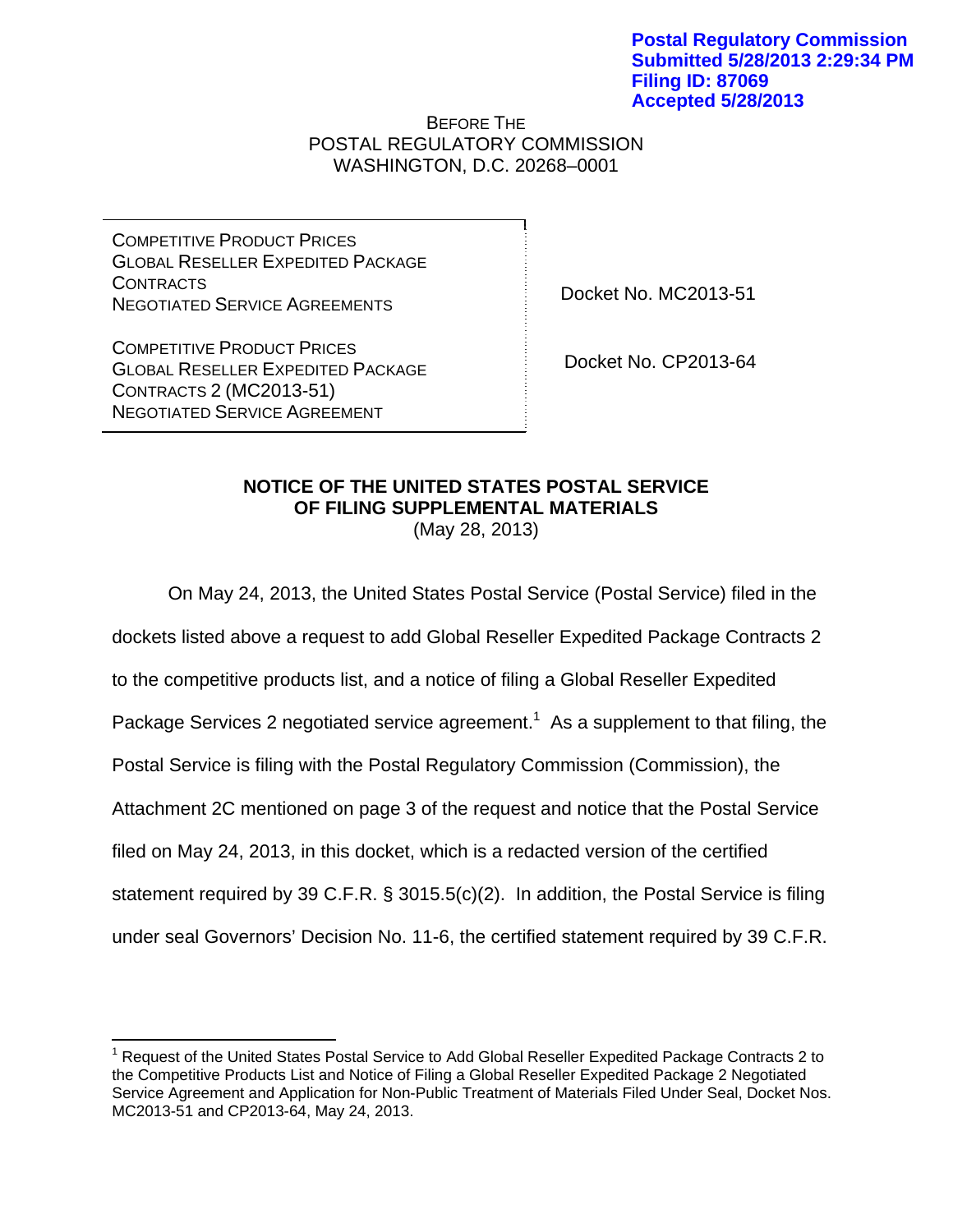**Postal Regulatory Commission**
**Submitted 5/28/2013 2:29:34 PM**
**Filing ID: 87069**
**Accepted 5/28/2013**

BEFORE THE
POSTAL REGULATORY COMMISSION
WASHINGTON, D.C. 20268–0001

| | |
|---|---|
| COMPETITIVE PRODUCT PRICES<br>GLOBAL RESELLER EXPEDITED PACKAGE CONTRACTS<br>NEGOTIATED SERVICE AGREEMENTS | Docket No. MC2013-51 |
| COMPETITIVE PRODUCT PRICES<br>GLOBAL RESELLER EXPEDITED PACKAGE CONTRACTS 2 (MC2013-51)<br>NEGOTIATED SERVICE AGREEMENT | Docket No. CP2013-64 |

**NOTICE OF THE UNITED STATES POSTAL SERVICE**
**OF FILING SUPPLEMENTAL MATERIALS**
(May 28, 2013)

On May 24, 2013, the United States Postal Service (Postal Service) filed in the dockets listed above a request to add Global Reseller Expedited Package Contracts 2 to the competitive products list, and a notice of filing a Global Reseller Expedited Package Services 2 negotiated service agreement.[1] As a supplement to that filing, the Postal Service is filing with the Postal Regulatory Commission (Commission), the Attachment 2C mentioned on page 3 of the request and notice that the Postal Service filed on May 24, 2013, in this docket, which is a redacted version of the certified statement required by 39 C.F.R. § 3015.5(c)(2). In addition, the Postal Service is filing under seal Governors' Decision No. 11-6, the certified statement required by 39 C.F.R.

[1] Request of the United States Postal Service to Add Global Reseller Expedited Package Contracts 2 to the Competitive Products List and Notice of Filing a Global Reseller Expedited Package 2 Negotiated Service Agreement and Application for Non-Public Treatment of Materials Filed Under Seal, Docket Nos. MC2013-51 and CP2013-64, May 24, 2013.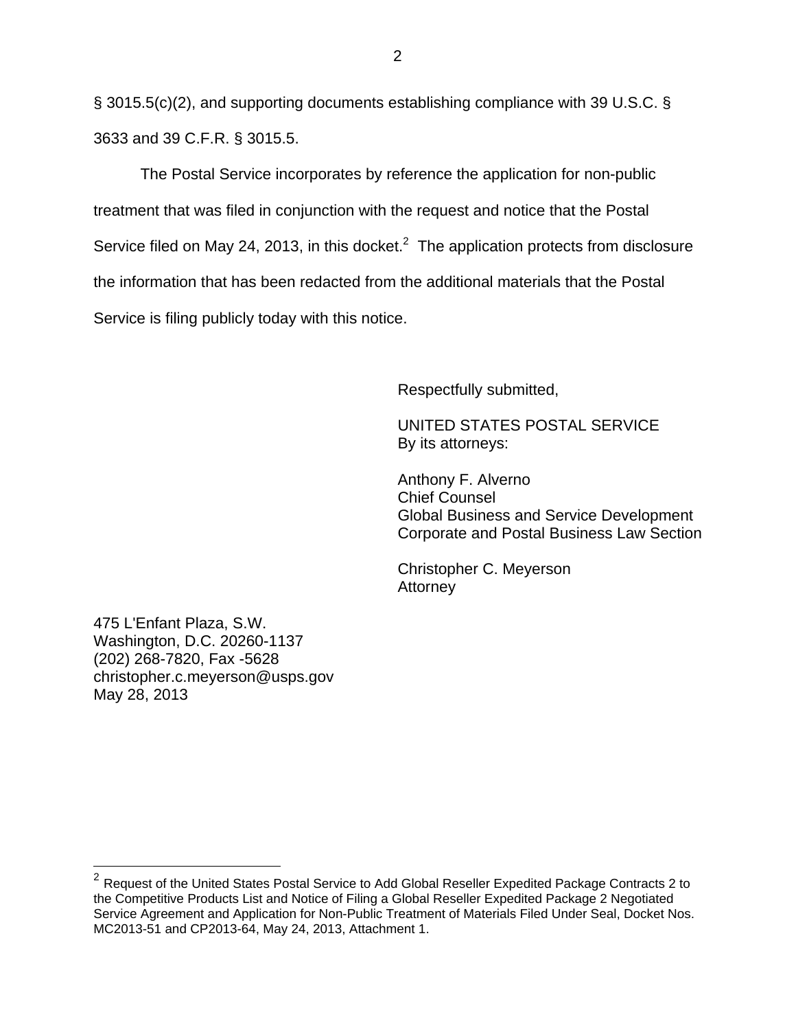§ 3015.5(c)(2), and supporting documents establishing compliance with 39 U.S.C. § 3633 and 39 C.F.R. § 3015.5.

The Postal Service incorporates by reference the application for non-public treatment that was filed in conjunction with the request and notice that the Postal Service filed on May 24, 2013, in this docket.[2] The application protects from disclosure the information that has been redacted from the additional materials that the Postal Service is filing publicly today with this notice.

Respectfully submitted,

UNITED STATES POSTAL SERVICE
By its attorneys:

Anthony F. Alverno
Chief Counsel
Global Business and Service Development
Corporate and Postal Business Law Section

Christopher C. Meyerson
Attorney

475 L'Enfant Plaza, S.W.
Washington, D.C. 20260-1137
(202) 268-7820, Fax -5628
christopher.c.meyerson@usps.gov
May 28, 2013

---

[2] Request of the United States Postal Service to Add Global Reseller Expedited Package Contracts 2 to the Competitive Products List and Notice of Filing a Global Reseller Expedited Package 2 Negotiated Service Agreement and Application for Non-Public Treatment of Materials Filed Under Seal, Docket Nos. MC2013-51 and CP2013-64, May 24, 2013, Attachment 1.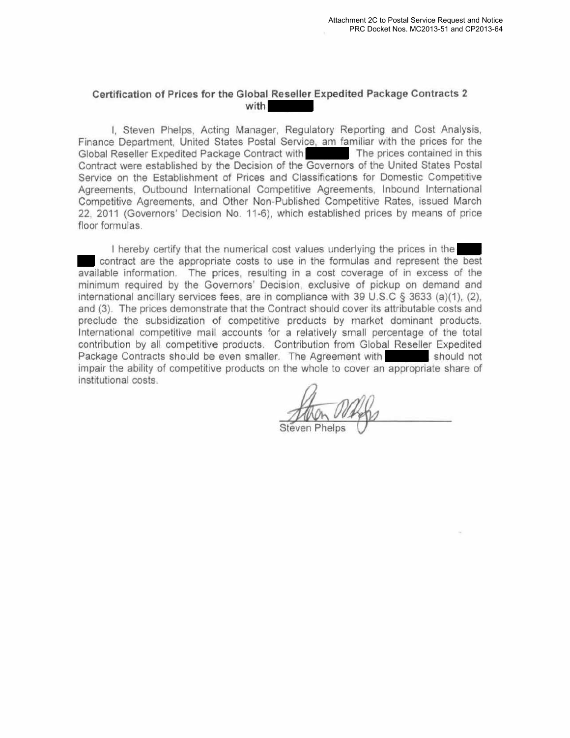## Certification of Prices for the Global Reseller Expedited Package Contracts 2 with [REDACTED]

I, Steven Phelps, Acting Manager, Regulatory Reporting and Cost Analysis, Finance Department, United States Postal Service, am familiar with the prices for the Global Reseller Expedited Package Contract with [REDACTED]. The prices contained in this Contract were established by the Decision of the Governors of the United States Postal Service on the Establishment of Prices and Classifications for Domestic Competitive Agreements, Outbound International Competitive Agreements, Inbound International Competitive Agreements, and Other Non-Published Competitive Rates, issued March 22, 2011 (Governors' Decision No. 11-6), which established prices by means of price floor formulas.

I hereby certify that the numerical cost values underlying the prices in the [REDACTED] contract are the appropriate costs to use in the formulas and represent the best available information. The prices, resulting in a cost coverage of in excess of the minimum required by the Governors' Decision, exclusive of pickup on demand and international ancillary services fees, are in compliance with 39 U.S.C § 3633 (a)(1), (2), and (3). The prices demonstrate that the Contract should cover its attributable costs and preclude the subsidization of competitive products by market dominant products. International competitive mail accounts for a relatively small percentage of the total contribution by all competitive products. Contribution from Global Reseller Expedited Package Contracts should be even smaller. The Agreement with [REDACTED] should not impair the ability of competitive products on the whole to cover an appropriate share of institutional costs.

Steven Phelps